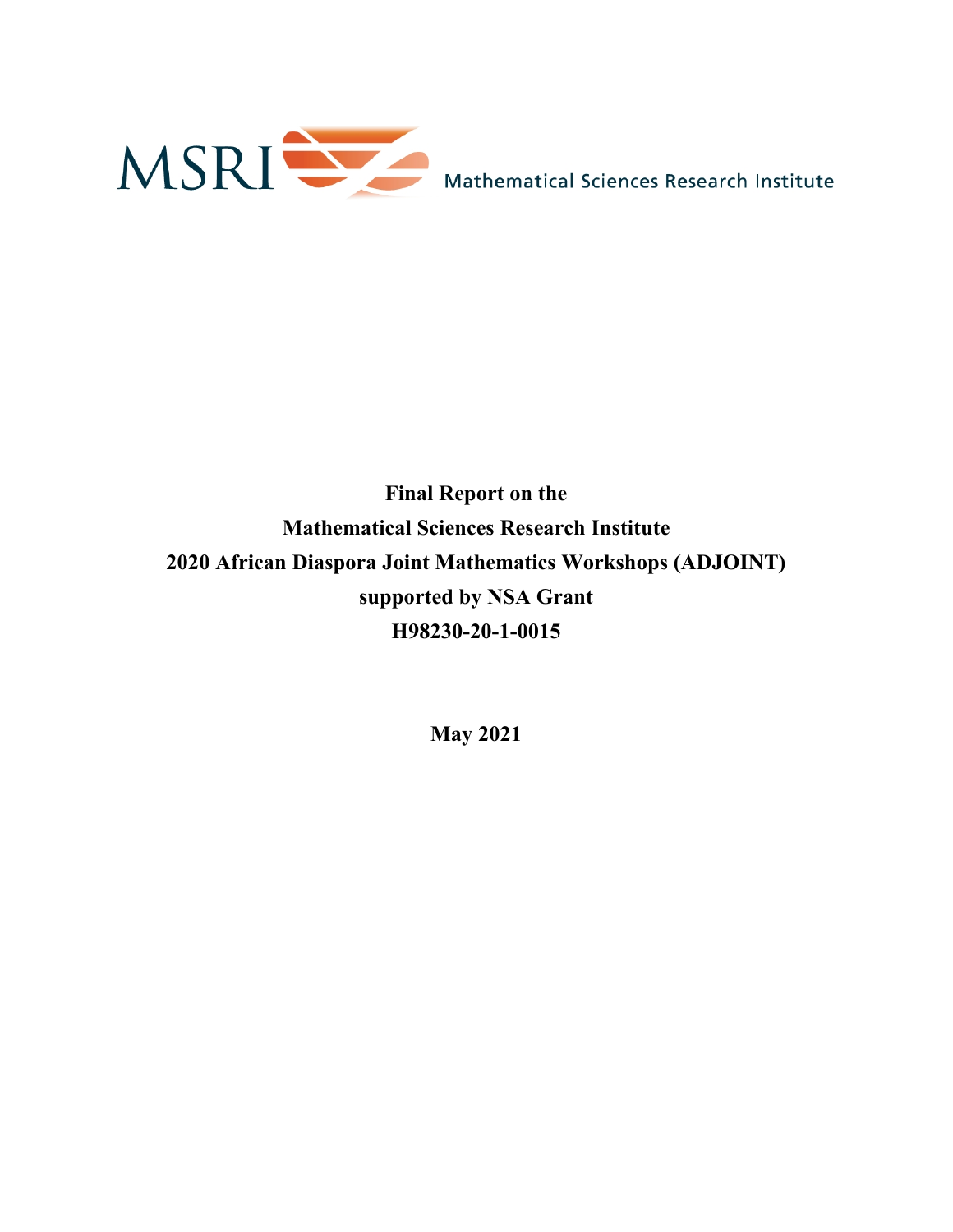MSRI Mathematical Sciences Research Institute

**Final Report on the**

**Mathematical Sciences Research Institute**

**2020 African Diaspora Joint Mathematics Workshops (ADJOINT)**

**supported by NSA Grant**

**H98230-20-1-0015**

**May 2021**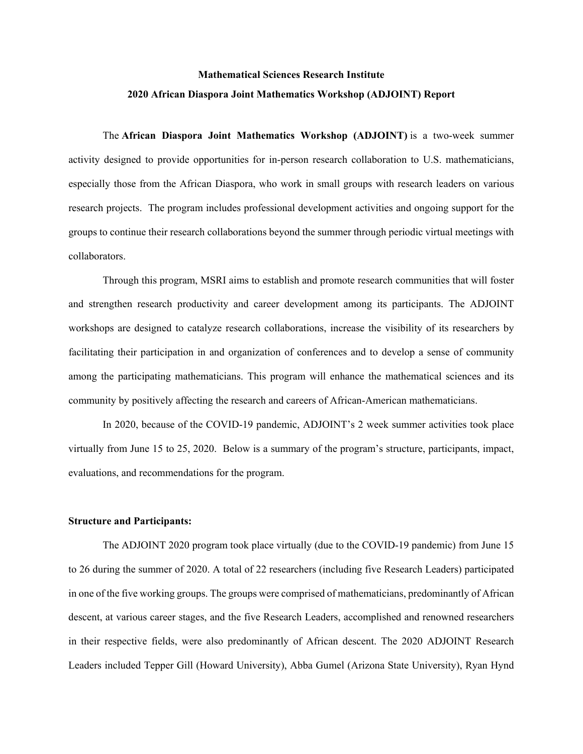**Mathematical Sciences Research Institute**

**2020 African Diaspora Joint Mathematics Workshop (ADJOINT) Report**

The **African Diaspora Joint Mathematics Workshop (ADJOINT)** is a two-week summer activity designed to provide opportunities for in-person research collaboration to U.S. mathematicians, especially those from the African Diaspora, who work in small groups with research leaders on various research projects. The program includes professional development activities and ongoing support for the groups to continue their research collaborations beyond the summer through periodic virtual meetings with collaborators.

Through this program, MSRI aims to establish and promote research communities that will foster and strengthen research productivity and career development among its participants. The ADJOINT workshops are designed to catalyze research collaborations, increase the visibility of its researchers by facilitating their participation in and organization of conferences and to develop a sense of community among the participating mathematicians. This program will enhance the mathematical sciences and its community by positively affecting the research and careers of African-American mathematicians.

In 2020, because of the COVID-19 pandemic, ADJOINT's 2 week summer activities took place virtually from June 15 to 25, 2020. Below is a summary of the program's structure, participants, impact, evaluations, and recommendations for the program.

**Structure and Participants:**

The ADJOINT 2020 program took place virtually (due to the COVID-19 pandemic) from June 15 to 26 during the summer of 2020. A total of 22 researchers (including five Research Leaders) participated in one of the five working groups. The groups were comprised of mathematicians, predominantly of African descent, at various career stages, and the five Research Leaders, accomplished and renowned researchers in their respective fields, were also predominantly of African descent. The 2020 ADJOINT Research Leaders included Tepper Gill (Howard University), Abba Gumel (Arizona State University), Ryan Hynd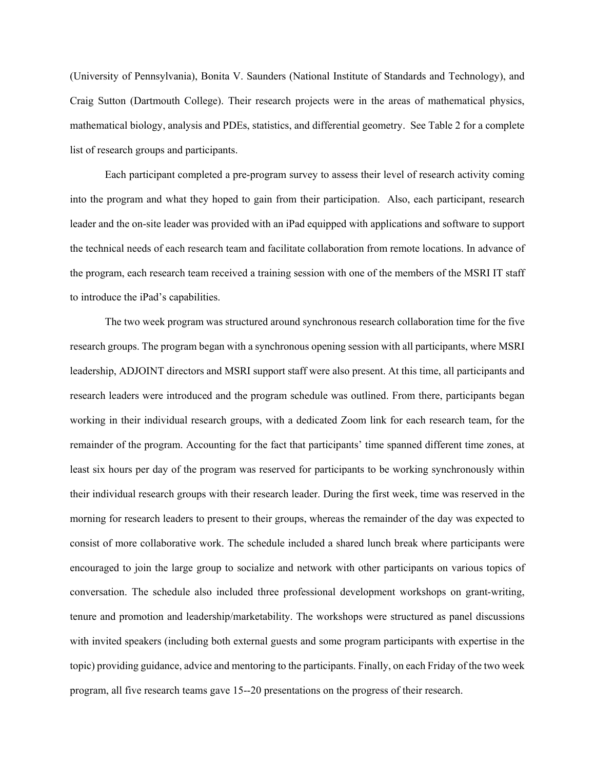(University of Pennsylvania), Bonita V. Saunders (National Institute of Standards and Technology), and Craig Sutton (Dartmouth College). Their research projects were in the areas of mathematical physics, mathematical biology, analysis and PDEs, statistics, and differential geometry. See Table 2 for a complete list of research groups and participants.

Each participant completed a pre-program survey to assess their level of research activity coming into the program and what they hoped to gain from their participation. Also, each participant, research leader and the on-site leader was provided with an iPad equipped with applications and software to support the technical needs of each research team and facilitate collaboration from remote locations. In advance of the program, each research team received a training session with one of the members of the MSRI IT staff to introduce the iPad's capabilities.

The two week program was structured around synchronous research collaboration time for the five research groups. The program began with a synchronous opening session with all participants, where MSRI leadership, ADJOINT directors and MSRI support staff were also present. At this time, all participants and research leaders were introduced and the program schedule was outlined. From there, participants began working in their individual research groups, with a dedicated Zoom link for each research team, for the remainder of the program. Accounting for the fact that participants' time spanned different time zones, at least six hours per day of the program was reserved for participants to be working synchronously within their individual research groups with their research leader. During the first week, time was reserved in the morning for research leaders to present to their groups, whereas the remainder of the day was expected to consist of more collaborative work. The schedule included a shared lunch break where participants were encouraged to join the large group to socialize and network with other participants on various topics of conversation. The schedule also included three professional development workshops on grant-writing, tenure and promotion and leadership/marketability. The workshops were structured as panel discussions with invited speakers (including both external guests and some program participants with expertise in the topic) providing guidance, advice and mentoring to the participants. Finally, on each Friday of the two week program, all five research teams gave 15--20 presentations on the progress of their research.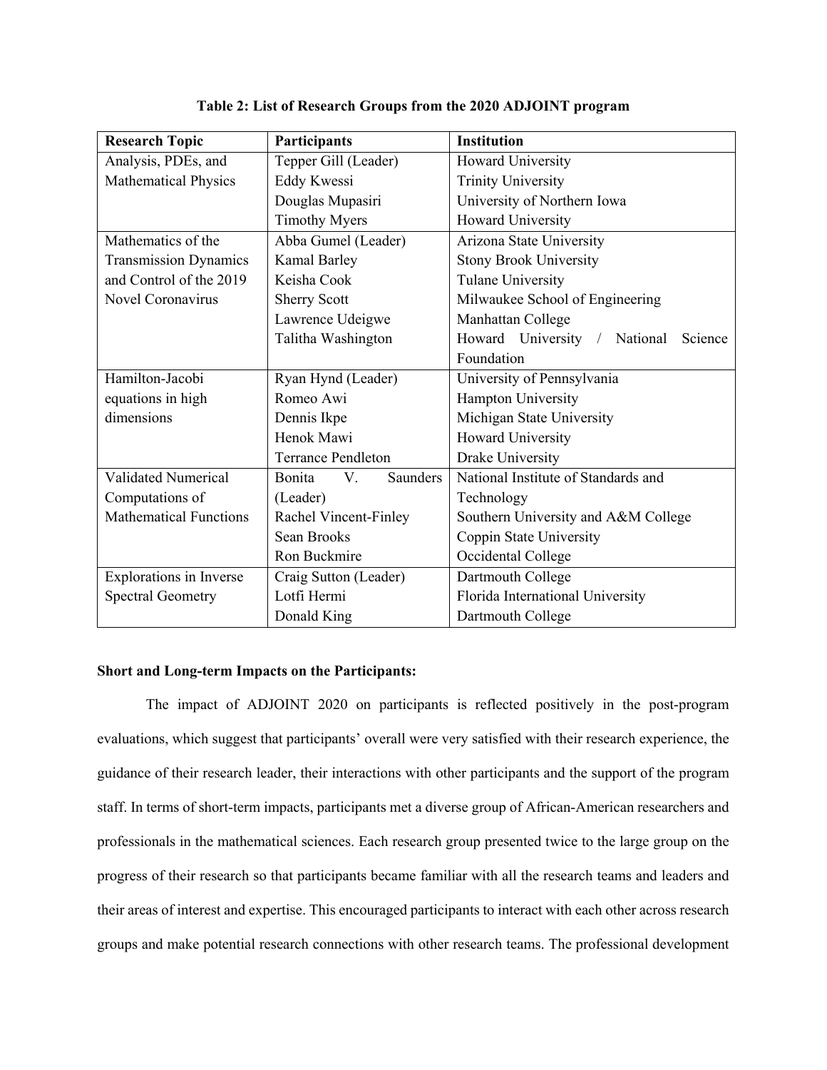**Table 2: List of Research Groups from the 2020 ADJOINT program**

| Research Topic | Participants | Institution |
|---|---|---|
| Analysis, PDEs, and Mathematical Physics | Tepper Gill (Leader)<br>Eddy Kwessi<br>Douglas Mupasiri<br>Timothy Myers | Howard University<br>Trinity University<br>University of Northern Iowa<br>Howard University |
| Mathematics of the Transmission Dynamics and Control of the 2019 Novel Coronavirus | Abba Gumel (Leader)<br>Kamal Barley<br>Keisha Cook<br>Sherry Scott<br>Lawrence Udeigwe<br>Talitha Washington | Arizona State University<br>Stony Brook University<br>Tulane University<br>Milwaukee School of Engineering<br>Manhattan College<br>Howard University / National Science Foundation |
| Hamilton-Jacobi equations in high dimensions | Ryan Hynd (Leader)<br>Romeo Awi<br>Dennis Ikpe<br>Henok Mawi<br>Terrance Pendleton | University of Pennsylvania<br>Hampton University<br>Michigan State University<br>Howard University<br>Drake University |
| Validated Numerical Computations of Mathematical Functions | Bonita V. Saunders (Leader)<br>Rachel Vincent-Finley<br>Sean Brooks<br>Ron Buckmire | National Institute of Standards and Technology<br>Southern University and A&M College<br>Coppin State University<br>Occidental College |
| Explorations in Inverse Spectral Geometry | Craig Sutton (Leader)<br>Lotfi Hermi<br>Donald King | Dartmouth College<br>Florida International University<br>Dartmouth College |

**Short and Long-term Impacts on the Participants:**

The impact of ADJOINT 2020 on participants is reflected positively in the post-program evaluations, which suggest that participants' overall were very satisfied with their research experience, the guidance of their research leader, their interactions with other participants and the support of the program staff. In terms of short-term impacts, participants met a diverse group of African-American researchers and professionals in the mathematical sciences. Each research group presented twice to the large group on the progress of their research so that participants became familiar with all the research teams and leaders and their areas of interest and expertise. This encouraged participants to interact with each other across research groups and make potential research connections with other research teams. The professional development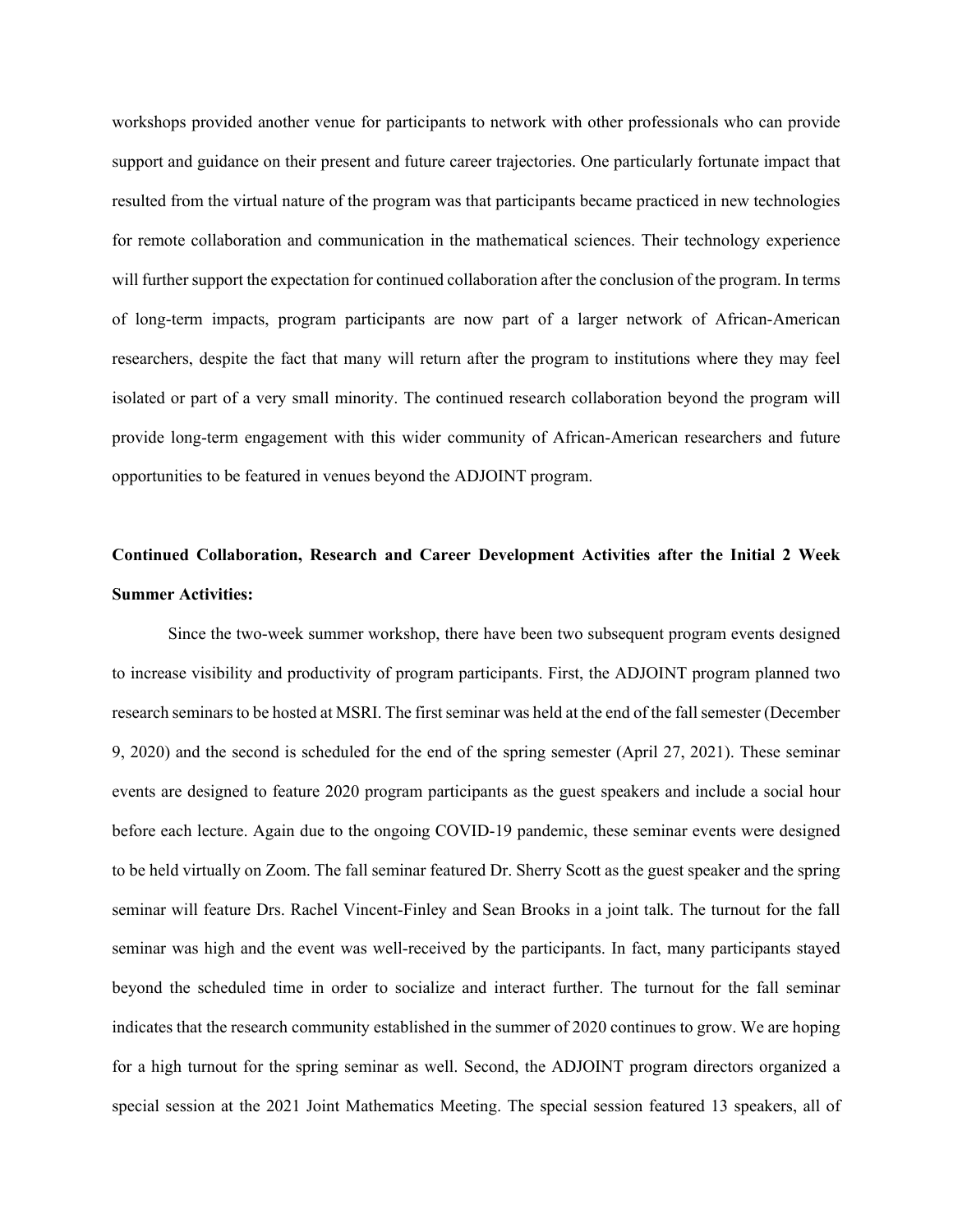workshops provided another venue for participants to network with other professionals who can provide support and guidance on their present and future career trajectories. One particularly fortunate impact that resulted from the virtual nature of the program was that participants became practiced in new technologies for remote collaboration and communication in the mathematical sciences. Their technology experience will further support the expectation for continued collaboration after the conclusion of the program. In terms of long-term impacts, program participants are now part of a larger network of African-American researchers, despite the fact that many will return after the program to institutions where they may feel isolated or part of a very small minority. The continued research collaboration beyond the program will provide long-term engagement with this wider community of African-American researchers and future opportunities to be featured in venues beyond the ADJOINT program.

**Continued Collaboration, Research and Career Development Activities after the Initial 2 Week Summer Activities:**

Since the two-week summer workshop, there have been two subsequent program events designed to increase visibility and productivity of program participants. First, the ADJOINT program planned two research seminars to be hosted at MSRI. The first seminar was held at the end of the fall semester (December 9, 2020) and the second is scheduled for the end of the spring semester (April 27, 2021). These seminar events are designed to feature 2020 program participants as the guest speakers and include a social hour before each lecture. Again due to the ongoing COVID-19 pandemic, these seminar events were designed to be held virtually on Zoom. The fall seminar featured Dr. Sherry Scott as the guest speaker and the spring seminar will feature Drs. Rachel Vincent-Finley and Sean Brooks in a joint talk. The turnout for the fall seminar was high and the event was well-received by the participants. In fact, many participants stayed beyond the scheduled time in order to socialize and interact further. The turnout for the fall seminar indicates that the research community established in the summer of 2020 continues to grow. We are hoping for a high turnout for the spring seminar as well. Second, the ADJOINT program directors organized a special session at the 2021 Joint Mathematics Meeting. The special session featured 13 speakers, all of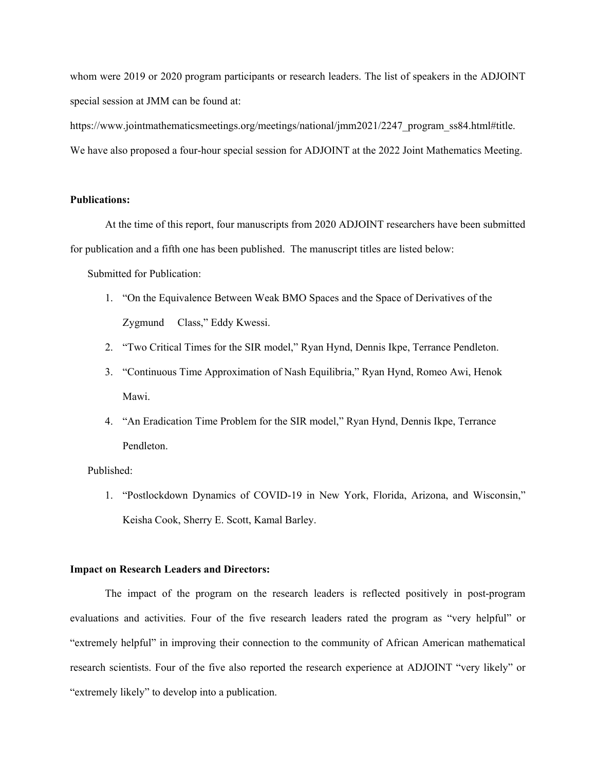whom were 2019 or 2020 program participants or research leaders. The list of speakers in the ADJOINT special session at JMM can be found at:

https://www.jointmathematicsmeetings.org/meetings/national/jmm2021/2247_program_ss84.html#title.

We have also proposed a four-hour special session for ADJOINT at the 2022 Joint Mathematics Meeting.

**Publications:**

At the time of this report, four manuscripts from 2020 ADJOINT researchers have been submitted for publication and a fifth one has been published. The manuscript titles are listed below:

Submitted for Publication:

1. "On the Equivalence Between Weak BMO Spaces and the Space of Derivatives of the Zygmund Class," Eddy Kwessi.
2. "Two Critical Times for the SIR model," Ryan Hynd, Dennis Ikpe, Terrance Pendleton.
3. "Continuous Time Approximation of Nash Equilibria," Ryan Hynd, Romeo Awi, Henok Mawi.
4. "An Eradication Time Problem for the SIR model," Ryan Hynd, Dennis Ikpe, Terrance Pendleton.

Published:

1. "Postlockdown Dynamics of COVID-19 in New York, Florida, Arizona, and Wisconsin," Keisha Cook, Sherry E. Scott, Kamal Barley.

**Impact on Research Leaders and Directors:**

The impact of the program on the research leaders is reflected positively in post-program evaluations and activities. Four of the five research leaders rated the program as "very helpful" or "extremely helpful" in improving their connection to the community of African American mathematical research scientists. Four of the five also reported the research experience at ADJOINT "very likely" or "extremely likely" to develop into a publication.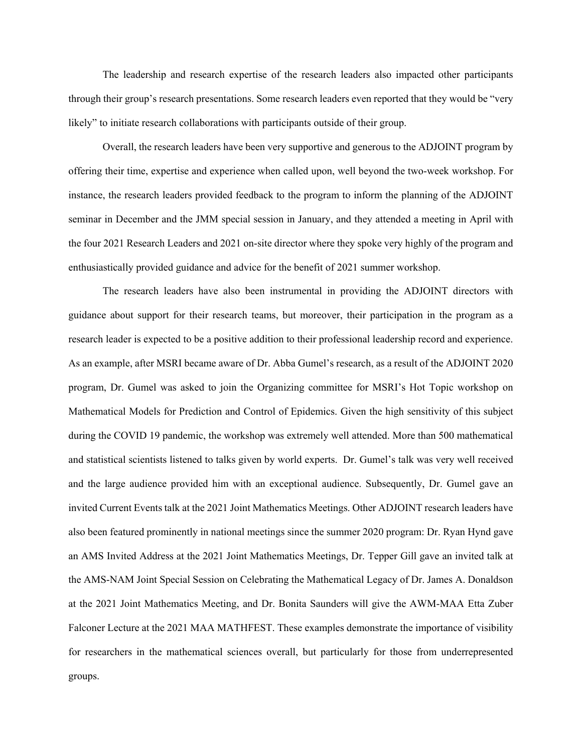The leadership and research expertise of the research leaders also impacted other participants through their group's research presentations. Some research leaders even reported that they would be "very likely" to initiate research collaborations with participants outside of their group.

Overall, the research leaders have been very supportive and generous to the ADJOINT program by offering their time, expertise and experience when called upon, well beyond the two-week workshop. For instance, the research leaders provided feedback to the program to inform the planning of the ADJOINT seminar in December and the JMM special session in January, and they attended a meeting in April with the four 2021 Research Leaders and 2021 on-site director where they spoke very highly of the program and enthusiastically provided guidance and advice for the benefit of 2021 summer workshop.

The research leaders have also been instrumental in providing the ADJOINT directors with guidance about support for their research teams, but moreover, their participation in the program as a research leader is expected to be a positive addition to their professional leadership record and experience. As an example, after MSRI became aware of Dr. Abba Gumel's research, as a result of the ADJOINT 2020 program, Dr. Gumel was asked to join the Organizing committee for MSRI's Hot Topic workshop on Mathematical Models for Prediction and Control of Epidemics. Given the high sensitivity of this subject during the COVID 19 pandemic, the workshop was extremely well attended. More than 500 mathematical and statistical scientists listened to talks given by world experts. Dr. Gumel's talk was very well received and the large audience provided him with an exceptional audience. Subsequently, Dr. Gumel gave an invited Current Events talk at the 2021 Joint Mathematics Meetings. Other ADJOINT research leaders have also been featured prominently in national meetings since the summer 2020 program: Dr. Ryan Hynd gave an AMS Invited Address at the 2021 Joint Mathematics Meetings, Dr. Tepper Gill gave an invited talk at the AMS-NAM Joint Special Session on Celebrating the Mathematical Legacy of Dr. James A. Donaldson at the 2021 Joint Mathematics Meeting, and Dr. Bonita Saunders will give the AWM-MAA Etta Zuber Falconer Lecture at the 2021 MAA MATHFEST. These examples demonstrate the importance of visibility for researchers in the mathematical sciences overall, but particularly for those from underrepresented groups.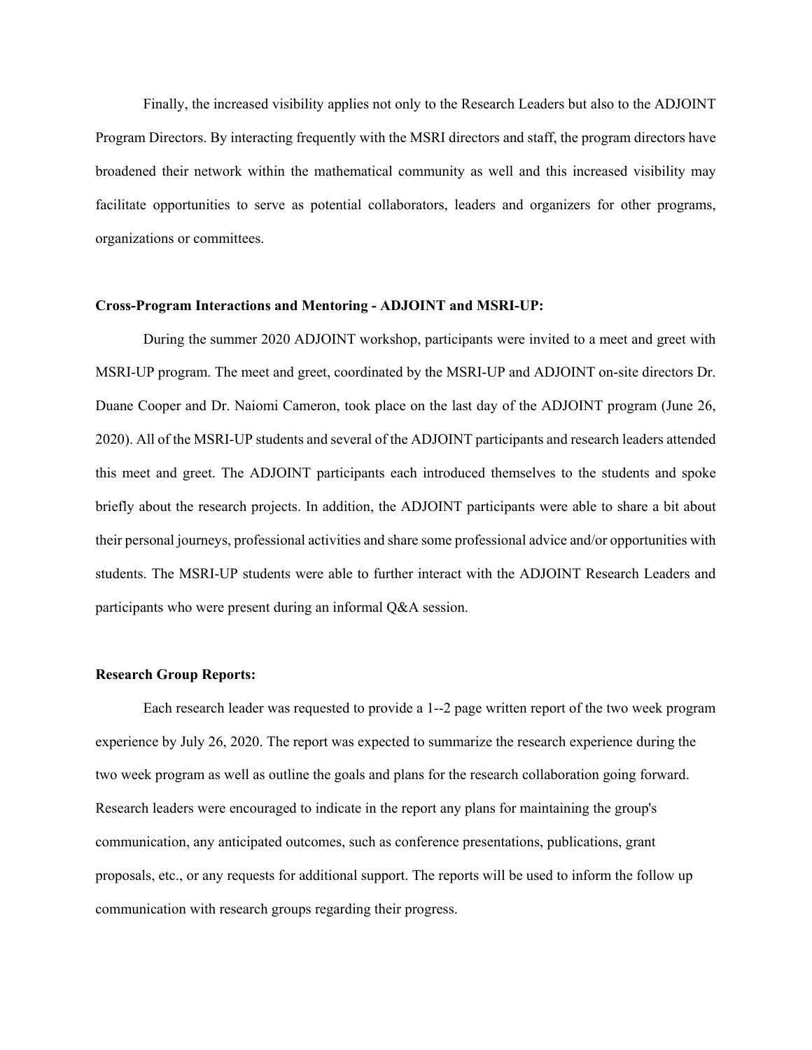Finally, the increased visibility applies not only to the Research Leaders but also to the ADJOINT Program Directors. By interacting frequently with the MSRI directors and staff, the program directors have broadened their network within the mathematical community as well and this increased visibility may facilitate opportunities to serve as potential collaborators, leaders and organizers for other programs, organizations or committees.

**Cross-Program Interactions and Mentoring - ADJOINT and MSRI-UP:**

During the summer 2020 ADJOINT workshop, participants were invited to a meet and greet with MSRI-UP program. The meet and greet, coordinated by the MSRI-UP and ADJOINT on-site directors Dr. Duane Cooper and Dr. Naiomi Cameron, took place on the last day of the ADJOINT program (June 26, 2020). All of the MSRI-UP students and several of the ADJOINT participants and research leaders attended this meet and greet. The ADJOINT participants each introduced themselves to the students and spoke briefly about the research projects. In addition, the ADJOINT participants were able to share a bit about their personal journeys, professional activities and share some professional advice and/or opportunities with students. The MSRI-UP students were able to further interact with the ADJOINT Research Leaders and participants who were present during an informal Q&A session.

**Research Group Reports:**

Each research leader was requested to provide a 1--2 page written report of the two week program experience by July 26, 2020. The report was expected to summarize the research experience during the two week program as well as outline the goals and plans for the research collaboration going forward. Research leaders were encouraged to indicate in the report any plans for maintaining the group's communication, any anticipated outcomes, such as conference presentations, publications, grant proposals, etc., or any requests for additional support. The reports will be used to inform the follow up communication with research groups regarding their progress.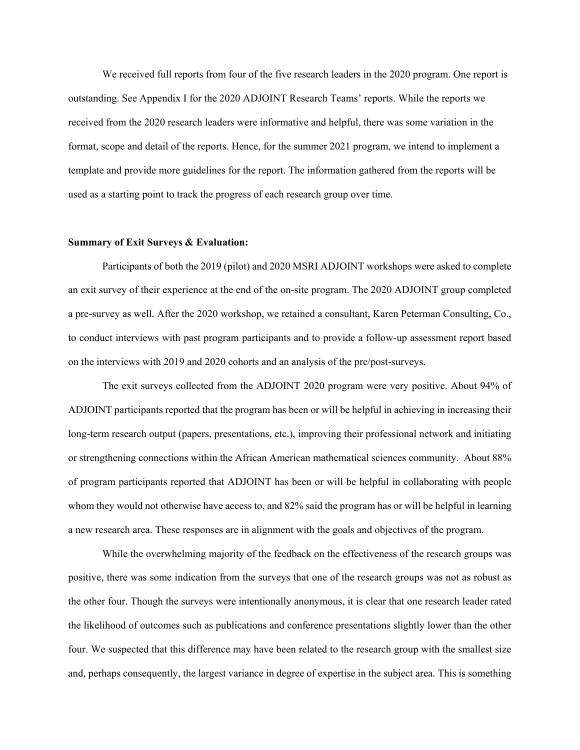We received full reports from four of the five research leaders in the 2020 program. One report is outstanding. See Appendix I for the 2020 ADJOINT Research Teams' reports. While the reports we received from the 2020 research leaders were informative and helpful, there was some variation in the format, scope and detail of the reports. Hence, for the summer 2021 program, we intend to implement a template and provide more guidelines for the report. The information gathered from the reports will be used as a starting point to track the progress of each research group over time.

**Summary of Exit Surveys & Evaluation:**

Participants of both the 2019 (pilot) and 2020 MSRI ADJOINT workshops were asked to complete an exit survey of their experience at the end of the on-site program. The 2020 ADJOINT group completed a pre-survey as well. After the 2020 workshop, we retained a consultant, Karen Peterman Consulting, Co., to conduct interviews with past program participants and to provide a follow-up assessment report based on the interviews with 2019 and 2020 cohorts and an analysis of the pre/post-surveys.

The exit surveys collected from the ADJOINT 2020 program were very positive. About 94% of ADJOINT participants reported that the program has been or will be helpful in achieving in increasing their long-term research output (papers, presentations, etc.), improving their professional network and initiating or strengthening connections within the African American mathematical sciences community. About 88% of program participants reported that ADJOINT has been or will be helpful in collaborating with people whom they would not otherwise have access to, and 82% said the program has or will be helpful in learning a new research area. These responses are in alignment with the goals and objectives of the program.

While the overwhelming majority of the feedback on the effectiveness of the research groups was positive, there was some indication from the surveys that one of the research groups was not as robust as the other four. Though the surveys were intentionally anonymous, it is clear that one research leader rated the likelihood of outcomes such as publications and conference presentations slightly lower than the other four. We suspected that this difference may have been related to the research group with the smallest size and, perhaps consequently, the largest variance in degree of expertise in the subject area. This is something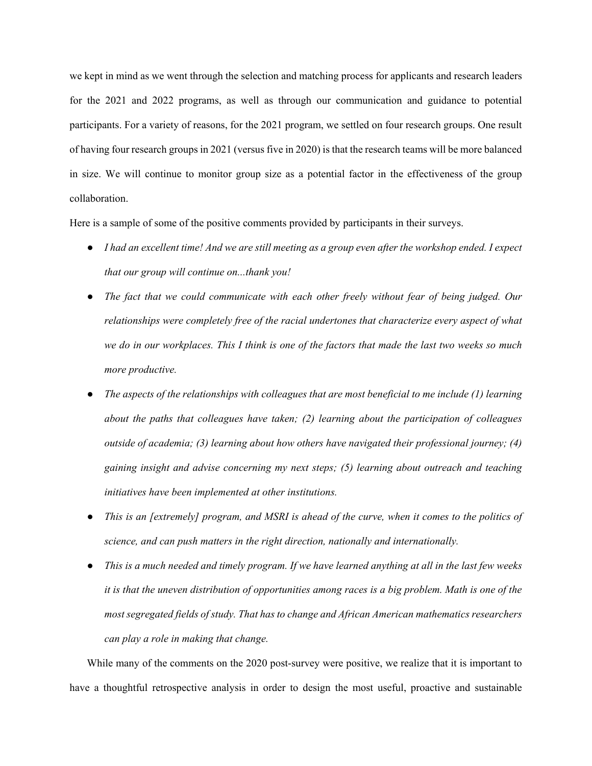we kept in mind as we went through the selection and matching process for applicants and research leaders for the 2021 and 2022 programs, as well as through our communication and guidance to potential participants. For a variety of reasons, for the 2021 program, we settled on four research groups. One result of having four research groups in 2021 (versus five in 2020) is that the research teams will be more balanced in size. We will continue to monitor group size as a potential factor in the effectiveness of the group collaboration.

Here is a sample of some of the positive comments provided by participants in their surveys.

- *I had an excellent time! And we are still meeting as a group even after the workshop ended. I expect that our group will continue on...thank you!*
- *The fact that we could communicate with each other freely without fear of being judged. Our relationships were completely free of the racial undertones that characterize every aspect of what we do in our workplaces. This I think is one of the factors that made the last two weeks so much more productive.*
- *The aspects of the relationships with colleagues that are most beneficial to me include (1) learning about the paths that colleagues have taken; (2) learning about the participation of colleagues outside of academia; (3) learning about how others have navigated their professional journey; (4) gaining insight and advise concerning my next steps; (5) learning about outreach and teaching initiatives have been implemented at other institutions.*
- *This is an [extremely] program, and MSRI is ahead of the curve, when it comes to the politics of science, and can push matters in the right direction, nationally and internationally.*
- *This is a much needed and timely program. If we have learned anything at all in the last few weeks it is that the uneven distribution of opportunities among races is a big problem. Math is one of the most segregated fields of study. That has to change and African American mathematics researchers can play a role in making that change.*

While many of the comments on the 2020 post-survey were positive, we realize that it is important to have a thoughtful retrospective analysis in order to design the most useful, proactive and sustainable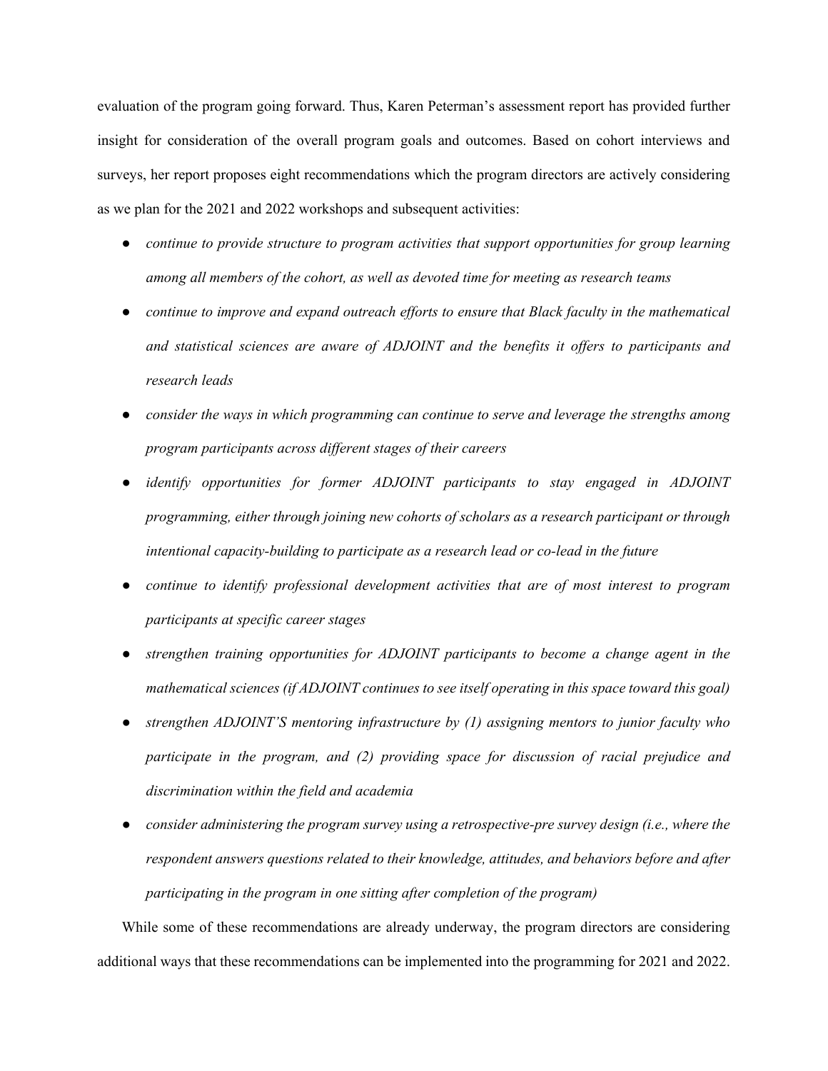evaluation of the program going forward. Thus, Karen Peterman's assessment report has provided further insight for consideration of the overall program goals and outcomes. Based on cohort interviews and surveys, her report proposes eight recommendations which the program directors are actively considering as we plan for the 2021 and 2022 workshops and subsequent activities:

- *continue to provide structure to program activities that support opportunities for group learning among all members of the cohort, as well as devoted time for meeting as research teams*
- *continue to improve and expand outreach efforts to ensure that Black faculty in the mathematical and statistical sciences are aware of ADJOINT and the benefits it offers to participants and research leads*
- *consider the ways in which programming can continue to serve and leverage the strengths among program participants across different stages of their careers*
- *identify opportunities for former ADJOINT participants to stay engaged in ADJOINT programming, either through joining new cohorts of scholars as a research participant or through intentional capacity-building to participate as a research lead or co-lead in the future*
- *continue to identify professional development activities that are of most interest to program participants at specific career stages*
- *strengthen training opportunities for ADJOINT participants to become a change agent in the mathematical sciences (if ADJOINT continues to see itself operating in this space toward this goal)*
- *strengthen ADJOINT'S mentoring infrastructure by (1) assigning mentors to junior faculty who participate in the program, and (2) providing space for discussion of racial prejudice and discrimination within the field and academia*
- *consider administering the program survey using a retrospective-pre survey design (i.e., where the respondent answers questions related to their knowledge, attitudes, and behaviors before and after participating in the program in one sitting after completion of the program)*

While some of these recommendations are already underway, the program directors are considering additional ways that these recommendations can be implemented into the programming for 2021 and 2022.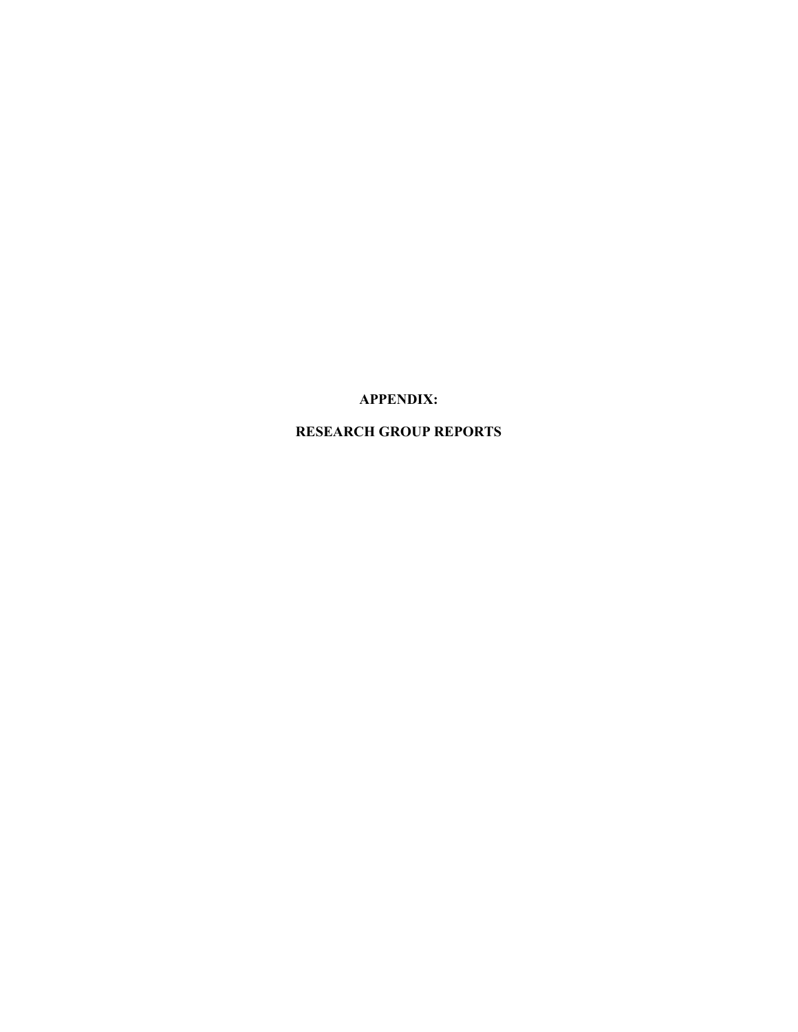# APPENDIX:

# RESEARCH GROUP REPORTS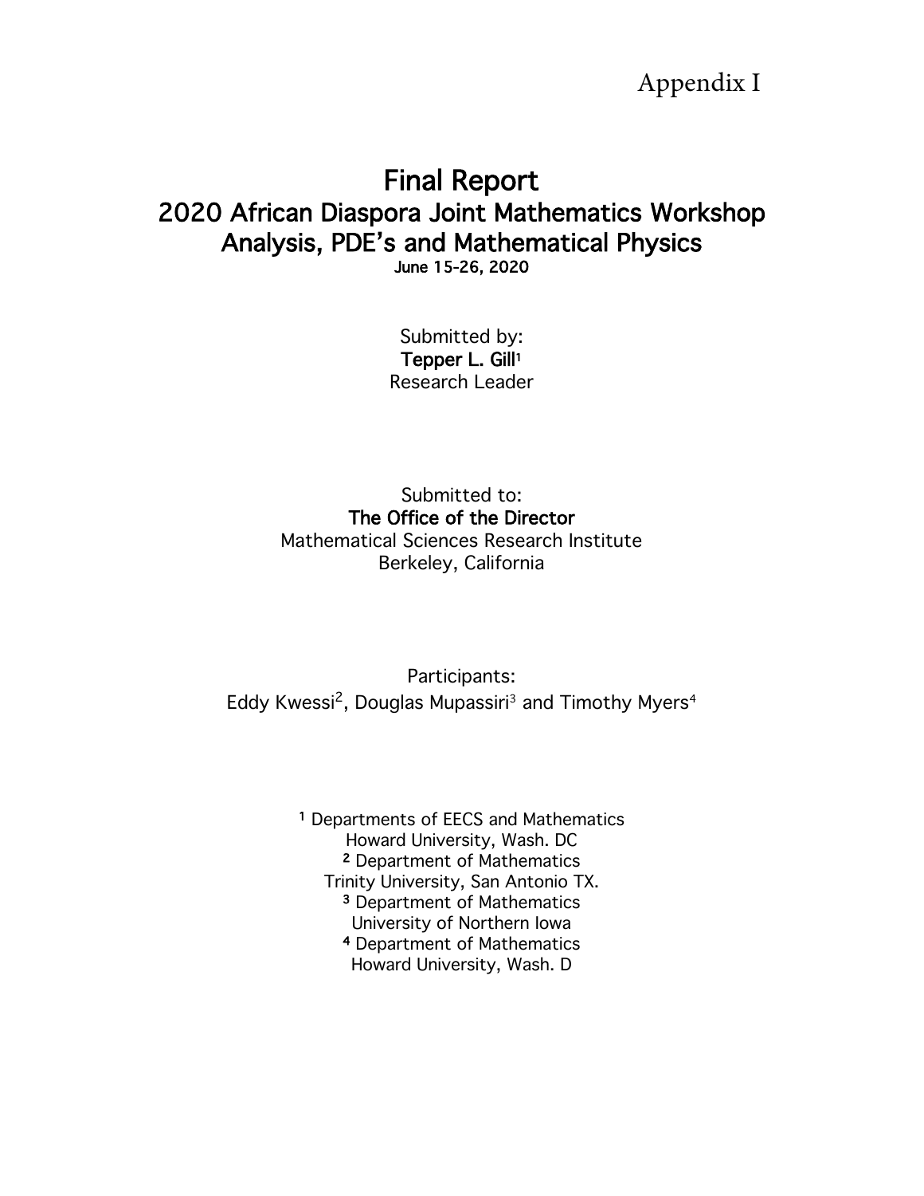Appendix I

# Final Report

## 2020 African Diaspora Joint Mathematics Workshop

## Analysis, PDE's and Mathematical Physics

**June 15-26, 2020**

Submitted by:

**Tepper L. Gill**[1]

Research Leader

Submitted to:

**The Office of the Director**

Mathematical Sciences Research Institute

Berkeley, California

Participants:

Eddy Kwessi[2], Douglas Mupassiri[3] and Timothy Myers[4]

[1] Departments of EECS and Mathematics
Howard University, Wash. DC

[2] Department of Mathematics
Trinity University, San Antonio TX.

[3] Department of Mathematics
University of Northern Iowa

[4] Department of Mathematics
Howard University, Wash. D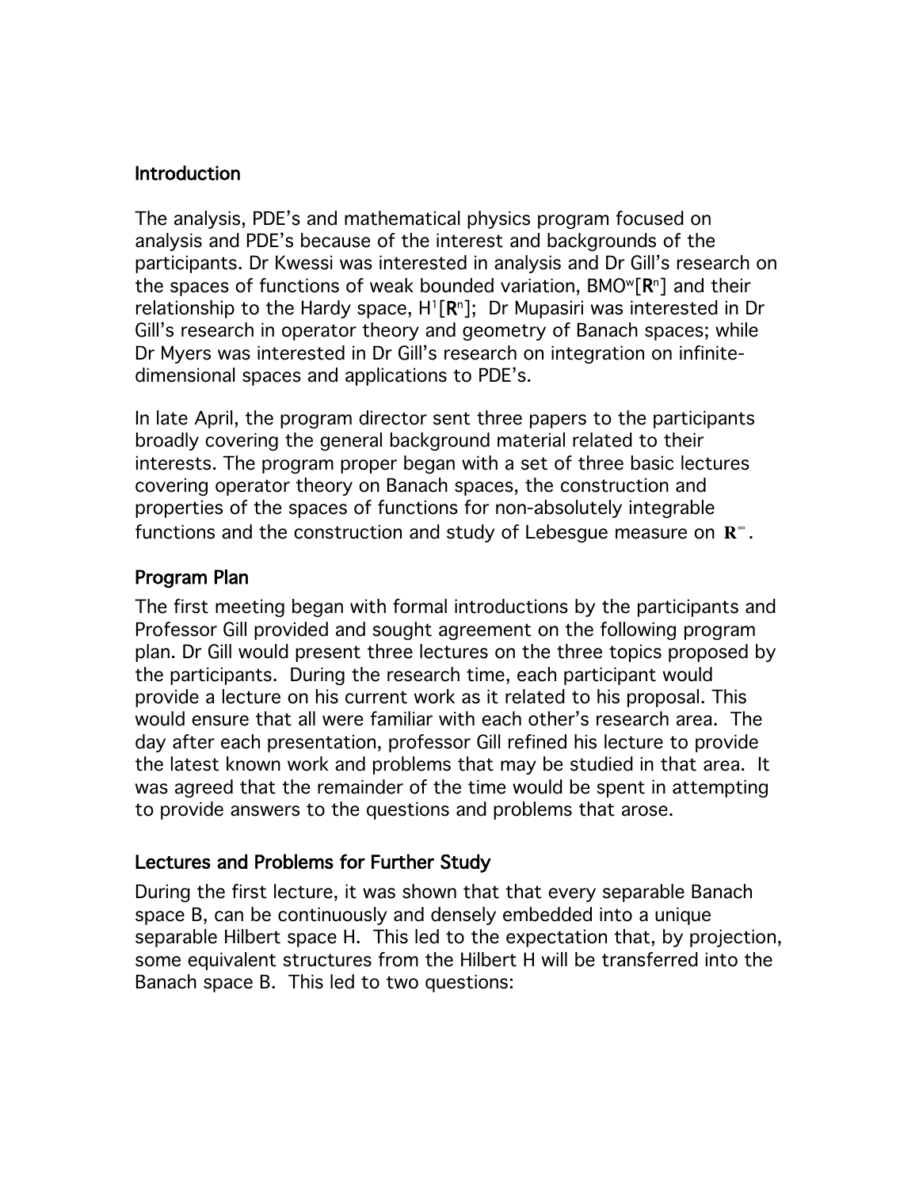## Introduction

The analysis, PDE's and mathematical physics program focused on analysis and PDE's because of the interest and backgrounds of the participants. Dr Kwessi was interested in analysis and Dr Gill's research on the spaces of functions of weak bounded variation, $BMO^w[\mathbf{R}^n]$ and their relationship to the Hardy space, $H^1[\mathbf{R}^n]$; Dr Mupasiri was interested in Dr Gill's research in operator theory and geometry of Banach spaces; while Dr Myers was interested in Dr Gill's research on integration on infinite-dimensional spaces and applications to PDE's.

In late April, the program director sent three papers to the participants broadly covering the general background material related to their interests. The program proper began with a set of three basic lectures covering operator theory on Banach spaces, the construction and properties of the spaces of functions for non-absolutely integrable functions and the construction and study of Lebesgue measure on $\mathbf{R}^\infty$.

## Program Plan

The first meeting began with formal introductions by the participants and Professor Gill provided and sought agreement on the following program plan. Dr Gill would present three lectures on the three topics proposed by the participants. During the research time, each participant would provide a lecture on his current work as it related to his proposal. This would ensure that all were familiar with each other's research area. The day after each presentation, professor Gill refined his lecture to provide the latest known work and problems that may be studied in that area. It was agreed that the remainder of the time would be spent in attempting to provide answers to the questions and problems that arose.

## Lectures and Problems for Further Study

During the first lecture, it was shown that that every separable Banach space B, can be continuously and densely embedded into a unique separable Hilbert space H. This led to the expectation that, by projection, some equivalent structures from the Hilbert H will be transferred into the Banach space B. This led to two questions: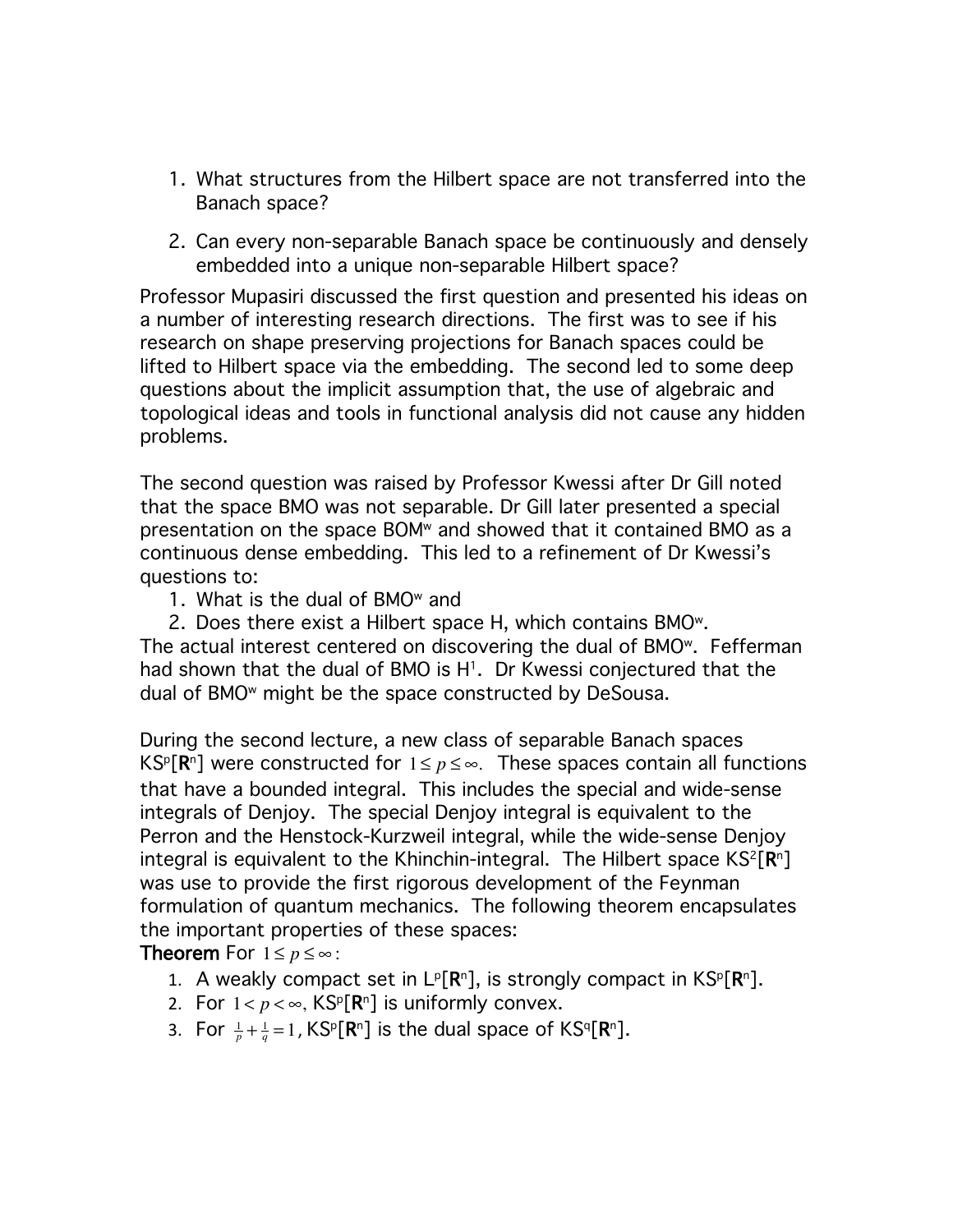1. What structures from the Hilbert space are not transferred into the Banach space?

2. Can every non-separable Banach space be continuously and densely embedded into a unique non-separable Hilbert space?

Professor Mupasiri discussed the first question and presented his ideas on a number of interesting research directions. The first was to see if his research on shape preserving projections for Banach spaces could be lifted to Hilbert space via the embedding. The second led to some deep questions about the implicit assumption that, the use of algebraic and topological ideas and tools in functional analysis did not cause any hidden problems.

The second question was raised by Professor Kwessi after Dr Gill noted that the space BMO was not separable. Dr Gill later presented a special presentation on the space BOM$^w$ and showed that it contained BMO as a continuous dense embedding. This led to a refinement of Dr Kwessi's questions to:

1. What is the dual of BMO$^w$ and
2. Does there exist a Hilbert space H, which contains BMO$^w$.

The actual interest centered on discovering the dual of BMO$^w$. Fefferman had shown that the dual of BMO is $H^1$. Dr Kwessi conjectured that the dual of BMO$^w$ might be the space constructed by DeSousa.

During the second lecture, a new class of separable Banach spaces KS$^p$[**R**$^n$] were constructed for $1 \leq p \leq \infty$. These spaces contain all functions that have a bounded integral. This includes the special and wide-sense integrals of Denjoy. The special Denjoy integral is equivalent to the Perron and the Henstock-Kurzweil integral, while the wide-sense Denjoy integral is equivalent to the Khinchin-integral. The Hilbert space KS$^2$[**R**$^n$] was use to provide the first rigorous development of the Feynman formulation of quantum mechanics. The following theorem encapsulates the important properties of these spaces:

**Theorem** For $1 \leq p \leq \infty$:

1. A weakly compact set in L$^p$[**R**$^n$], is strongly compact in KS$^p$[**R**$^n$].
2. For $1 < p < \infty$, KS$^p$[**R**$^n$] is uniformly convex.
3. For $\frac{1}{p} + \frac{1}{q} = 1$, KS$^p$[**R**$^n$] is the dual space of KS$^q$[**R**$^n$].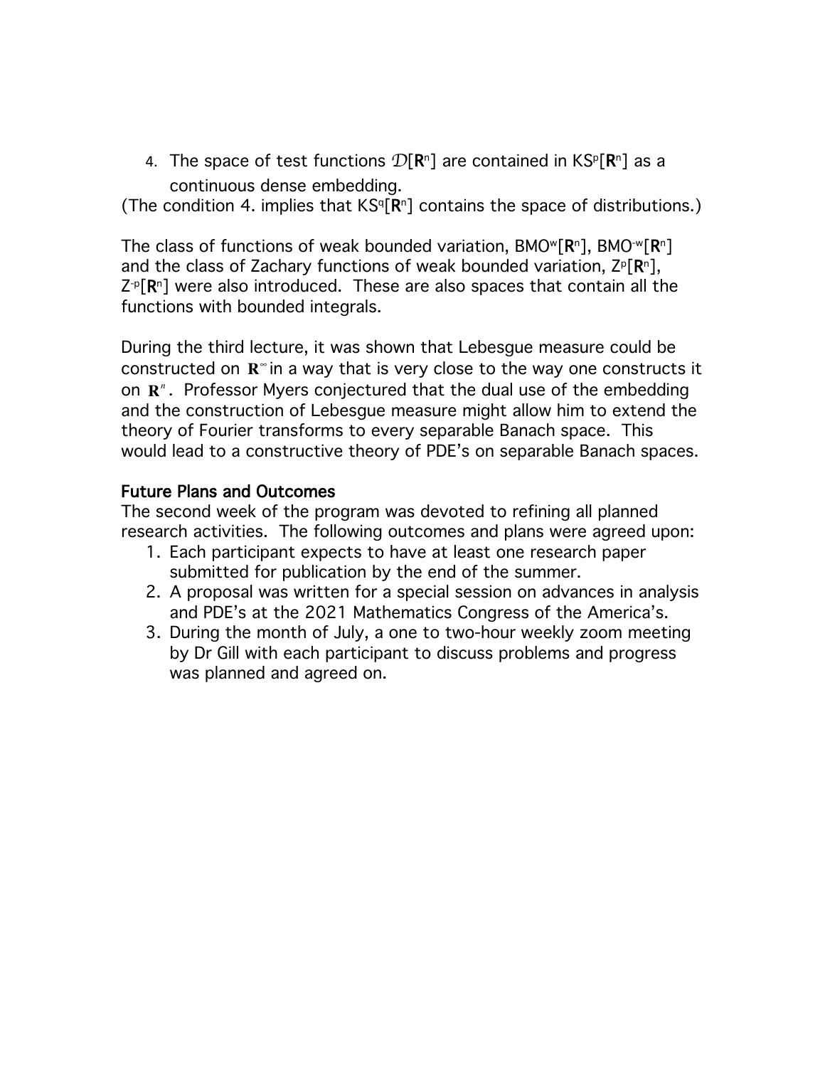4. The space of test functions $\mathcal{D}[\mathbf{R}^n]$ are contained in $KS^p[\mathbf{R}^n]$ as a continuous dense embedding.

(The condition 4. implies that $KS^q[\mathbf{R}^n]$ contains the space of distributions.)

The class of functions of weak bounded variation, $BMO^w[\mathbf{R}^n]$, $BMO^{-w}[\mathbf{R}^n]$ and the class of Zachary functions of weak bounded variation, $Z^p[\mathbf{R}^n]$, $Z^{-p}[\mathbf{R}^n]$ were also introduced. These are also spaces that contain all the functions with bounded integrals.

During the third lecture, it was shown that Lebesgue measure could be constructed on $\mathbf{R}^\infty$ in a way that is very close to the way one constructs it on $\mathbf{R}^n$. Professor Myers conjectured that the dual use of the embedding and the construction of Lebesgue measure might allow him to extend the theory of Fourier transforms to every separable Banach space. This would lead to a constructive theory of PDE's on separable Banach spaces.

## Future Plans and Outcomes

The second week of the program was devoted to refining all planned research activities. The following outcomes and plans were agreed upon:

1. Each participant expects to have at least one research paper submitted for publication by the end of the summer.
2. A proposal was written for a special session on advances in analysis and PDE's at the 2021 Mathematics Congress of the America's.
3. During the month of July, a one to two-hour weekly zoom meeting by Dr Gill with each participant to discuss problems and progress was planned and agreed on.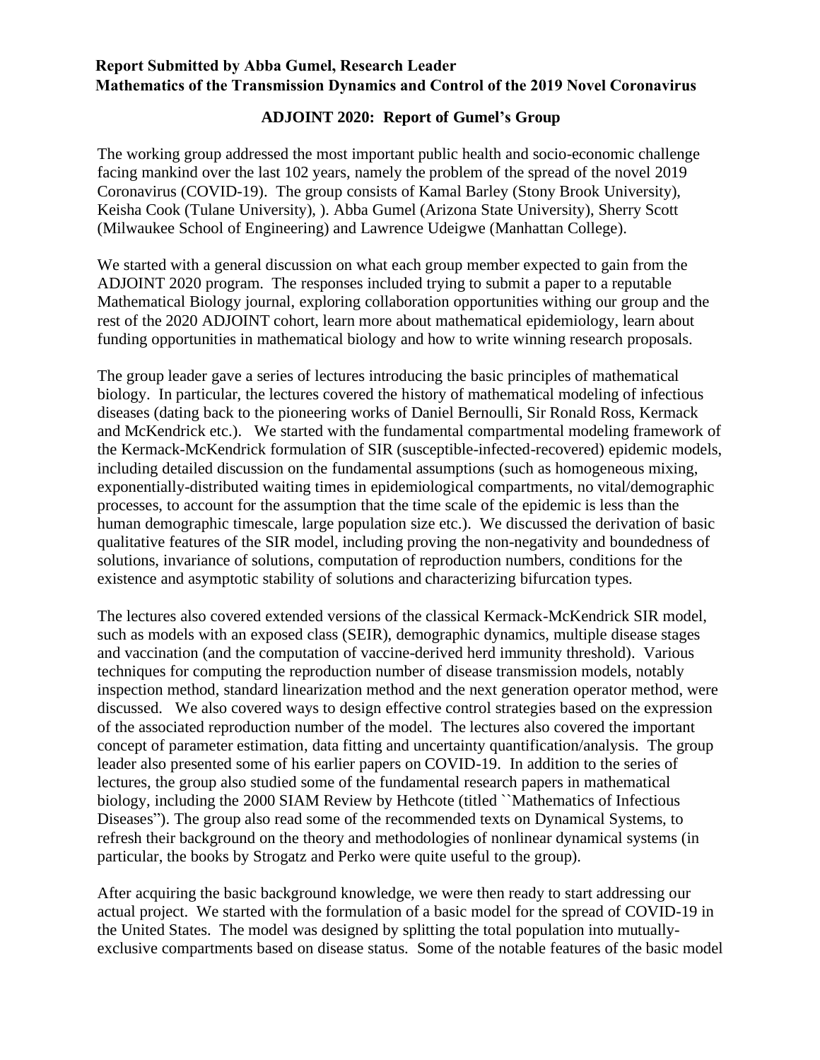**Report Submitted by Abba Gumel, Research Leader**
**Mathematics of the Transmission Dynamics and Control of the 2019 Novel Coronavirus**

## ADJOINT 2020: Report of Gumel's Group

The working group addressed the most important public health and socio-economic challenge facing mankind over the last 102 years, namely the problem of the spread of the novel 2019 Coronavirus (COVID-19). The group consists of Kamal Barley (Stony Brook University), Keisha Cook (Tulane University), ). Abba Gumel (Arizona State University), Sherry Scott (Milwaukee School of Engineering) and Lawrence Udeigwe (Manhattan College).

We started with a general discussion on what each group member expected to gain from the ADJOINT 2020 program. The responses included trying to submit a paper to a reputable Mathematical Biology journal, exploring collaboration opportunities withing our group and the rest of the 2020 ADJOINT cohort, learn more about mathematical epidemiology, learn about funding opportunities in mathematical biology and how to write winning research proposals.

The group leader gave a series of lectures introducing the basic principles of mathematical biology. In particular, the lectures covered the history of mathematical modeling of infectious diseases (dating back to the pioneering works of Daniel Bernoulli, Sir Ronald Ross, Kermack and McKendrick etc.). We started with the fundamental compartmental modeling framework of the Kermack-McKendrick formulation of SIR (susceptible-infected-recovered) epidemic models, including detailed discussion on the fundamental assumptions (such as homogeneous mixing, exponentially-distributed waiting times in epidemiological compartments, no vital/demographic processes, to account for the assumption that the time scale of the epidemic is less than the human demographic timescale, large population size etc.). We discussed the derivation of basic qualitative features of the SIR model, including proving the non-negativity and boundedness of solutions, invariance of solutions, computation of reproduction numbers, conditions for the existence and asymptotic stability of solutions and characterizing bifurcation types.

The lectures also covered extended versions of the classical Kermack-McKendrick SIR model, such as models with an exposed class (SEIR), demographic dynamics, multiple disease stages and vaccination (and the computation of vaccine-derived herd immunity threshold). Various techniques for computing the reproduction number of disease transmission models, notably inspection method, standard linearization method and the next generation operator method, were discussed. We also covered ways to design effective control strategies based on the expression of the associated reproduction number of the model. The lectures also covered the important concept of parameter estimation, data fitting and uncertainty quantification/analysis. The group leader also presented some of his earlier papers on COVID-19. In addition to the series of lectures, the group also studied some of the fundamental research papers in mathematical biology, including the 2000 SIAM Review by Hethcote (titled ``Mathematics of Infectious Diseases"). The group also read some of the recommended texts on Dynamical Systems, to refresh their background on the theory and methodologies of nonlinear dynamical systems (in particular, the books by Strogatz and Perko were quite useful to the group).

After acquiring the basic background knowledge, we were then ready to start addressing our actual project. We started with the formulation of a basic model for the spread of COVID-19 in the United States. The model was designed by splitting the total population into mutually-exclusive compartments based on disease status. Some of the notable features of the basic model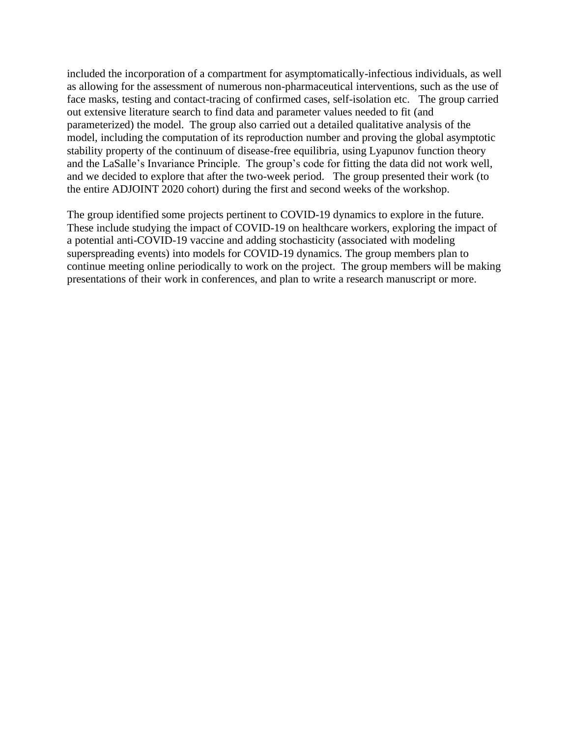included the incorporation of a compartment for asymptomatically-infectious individuals, as well as allowing for the assessment of numerous non-pharmaceutical interventions, such as the use of face masks, testing and contact-tracing of confirmed cases, self-isolation etc. The group carried out extensive literature search to find data and parameter values needed to fit (and parameterized) the model. The group also carried out a detailed qualitative analysis of the model, including the computation of its reproduction number and proving the global asymptotic stability property of the continuum of disease-free equilibria, using Lyapunov function theory and the LaSalle's Invariance Principle. The group's code for fitting the data did not work well, and we decided to explore that after the two-week period. The group presented their work (to the entire ADJOINT 2020 cohort) during the first and second weeks of the workshop.

The group identified some projects pertinent to COVID-19 dynamics to explore in the future. These include studying the impact of COVID-19 on healthcare workers, exploring the impact of a potential anti-COVID-19 vaccine and adding stochasticity (associated with modeling superspreading events) into models for COVID-19 dynamics. The group members plan to continue meeting online periodically to work on the project. The group members will be making presentations of their work in conferences, and plan to write a research manuscript or more.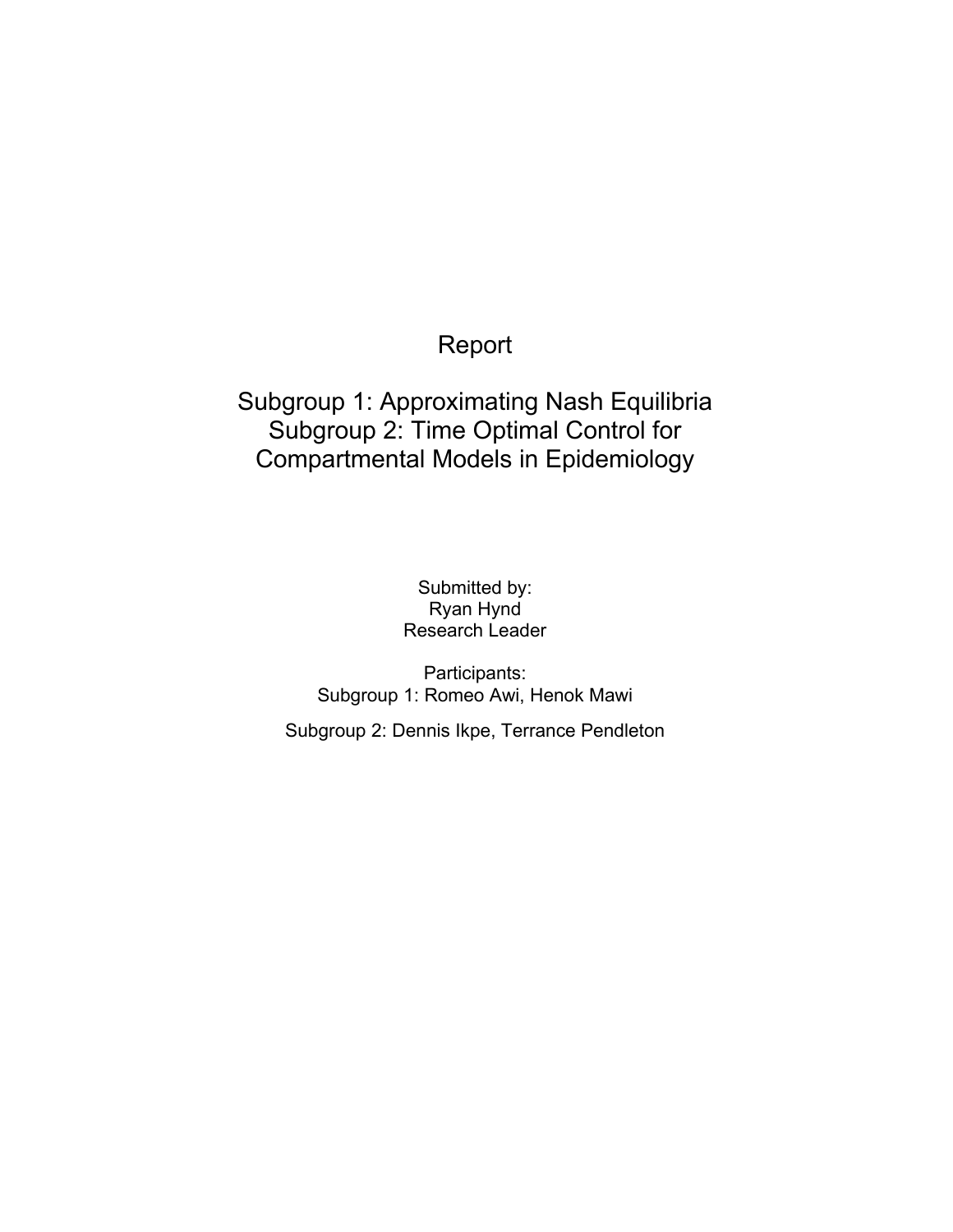# Report

## Subgroup 1: Approximating Nash Equilibria
## Subgroup 2: Time Optimal Control for Compartmental Models in Epidemiology

Submitted by:
Ryan Hynd
Research Leader

Participants:
Subgroup 1: Romeo Awi, Henok Mawi

Subgroup 2: Dennis Ikpe, Terrance Pendleton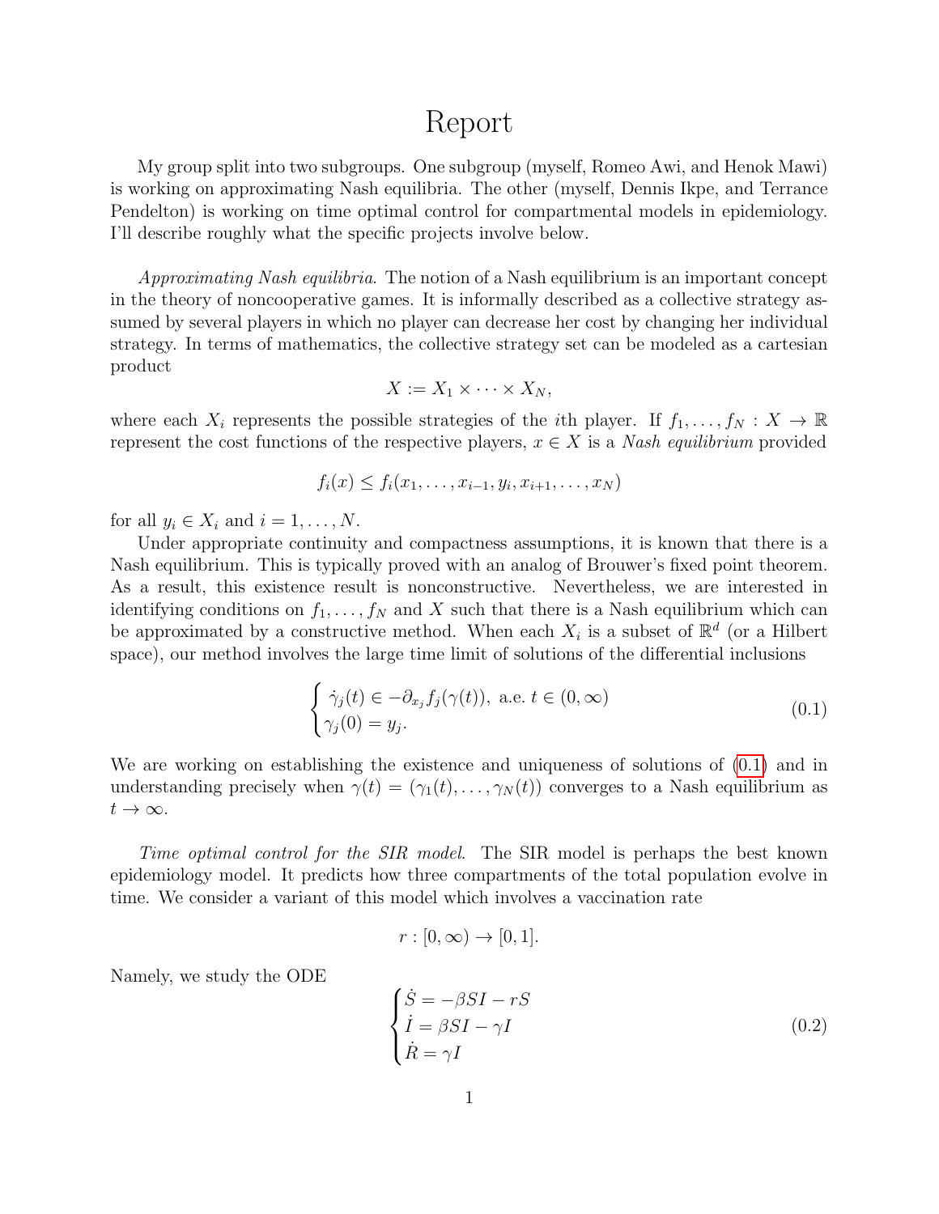# Report

My group split into two subgroups. One subgroup (myself, Romeo Awi, and Henok Mawi) is working on approximating Nash equilibria. The other (myself, Dennis Ikpe, and Terrance Pendelton) is working on time optimal control for compartmental models in epidemiology. I'll describe roughly what the specific projects involve below.

*Approximating Nash equilibria.* The notion of a Nash equilibrium is an important concept in the theory of noncooperative games. It is informally described as a collective strategy assumed by several players in which no player can decrease her cost by changing her individual strategy. In terms of mathematics, the collective strategy set can be modeled as a cartesian product

$$X := X_1 \times \cdots \times X_N,$$

where each $X_i$ represents the possible strategies of the $i$th player. If $f_1, \ldots, f_N : X \to \mathbb{R}$ represent the cost functions of the respective players, $x \in X$ is a *Nash equilibrium* provided

$$f_i(x) \le f_i(x_1, \ldots, x_{i-1}, y_i, x_{i+1}, \ldots, x_N)$$

for all $y_i \in X_i$ and $i = 1, \ldots, N$.

Under appropriate continuity and compactness assumptions, it is known that there is a Nash equilibrium. This is typically proved with an analog of Brouwer's fixed point theorem. As a result, this existence result is nonconstructive. Nevertheless, we are interested in identifying conditions on $f_1, \ldots, f_N$ and $X$ such that there is a Nash equilibrium which can be approximated by a constructive method. When each $X_i$ is a subset of $\mathbb{R}^d$ (or a Hilbert space), our method involves the large time limit of solutions of the differential inclusions

$$\begin{cases} \dot{\gamma}_j(t) \in -\partial_{x_j} f_j(\gamma(t)), \text{ a.e. } t \in (0, \infty) \\ \gamma_j(0) = y_j. \end{cases} \tag{0.1}$$

We are working on establishing the existence and uniqueness of solutions of (0.1) and in understanding precisely when $\gamma(t) = (\gamma_1(t), \ldots, \gamma_N(t))$ converges to a Nash equilibrium as $t \to \infty$.

*Time optimal control for the SIR model.* The SIR model is perhaps the best known epidemiology model. It predicts how three compartments of the total population evolve in time. We consider a variant of this model which involves a vaccination rate

$$r : [0, \infty) \to [0, 1].$$

Namely, we study the ODE

$$\begin{cases} \dot{S} = -\beta S I - r S \\ \dot{I} = \beta S I - \gamma I \\ \dot{R} = \gamma I \end{cases} \tag{0.2}$$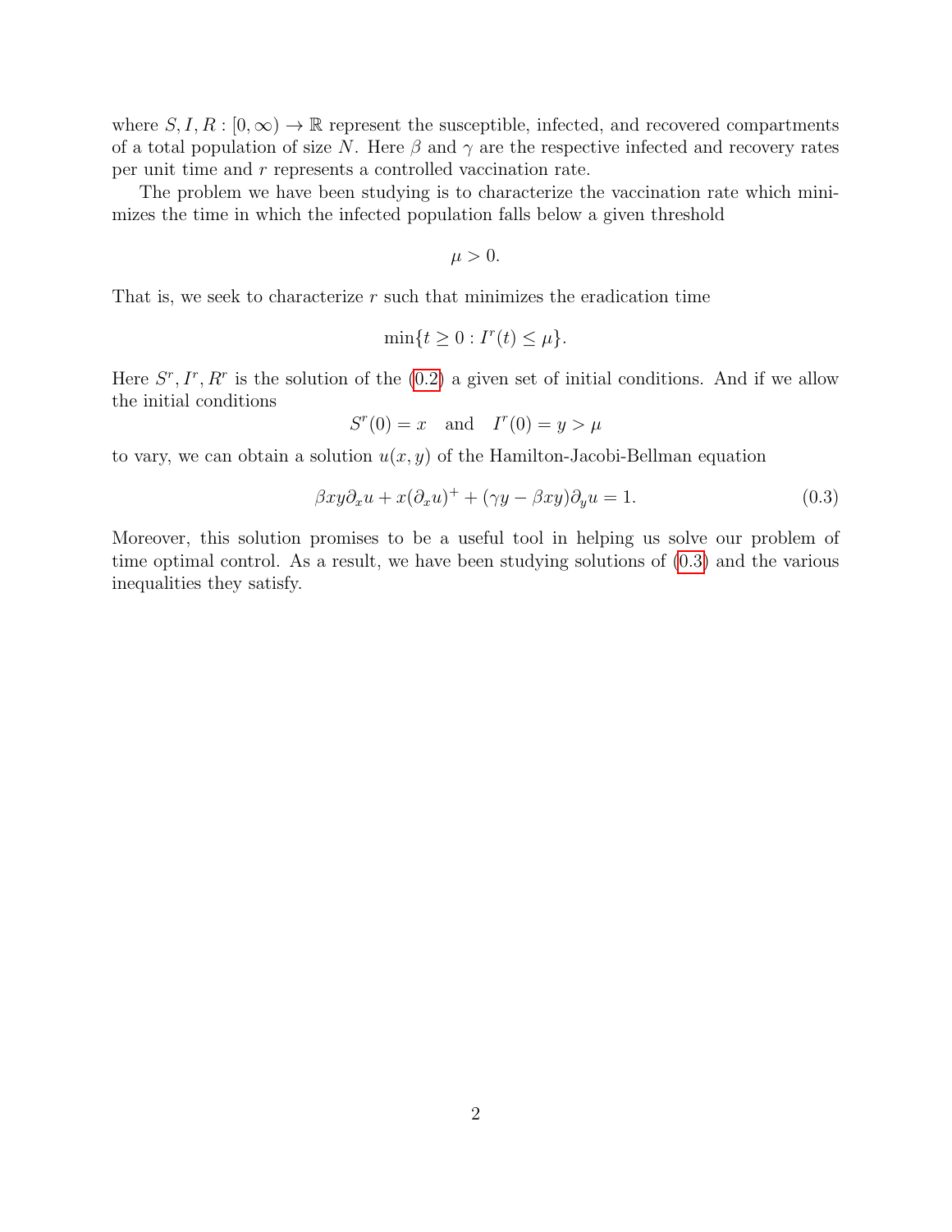where $S, I, R : [0, \infty) \to \mathbb{R}$ represent the susceptible, infected, and recovered compartments of a total population of size $N$. Here $\beta$ and $\gamma$ are the respective infected and recovery rates per unit time and $r$ represents a controlled vaccination rate.

The problem we have been studying is to characterize the vaccination rate which minimizes the time in which the infected population falls below a given threshold

$$\mu > 0.$$

That is, we seek to characterize $r$ such that minimizes the eradication time

$$\min\{t \geq 0 : I^r(t) \leq \mu\}.$$

Here $S^r, I^r, R^r$ is the solution of the (0.2) a given set of initial conditions. And if we allow the initial conditions

$$S^r(0) = x \quad \text{and} \quad I^r(0) = y > \mu$$

to vary, we can obtain a solution $u(x, y)$ of the Hamilton-Jacobi-Bellman equation

$$\beta xy \partial_x u + x(\partial_x u)^+ + (\gamma y - \beta xy)\partial_y u = 1. \tag{0.3}$$

Moreover, this solution promises to be a useful tool in helping us solve our problem of time optimal control. As a result, we have been studying solutions of (0.3) and the various inequalities they satisfy.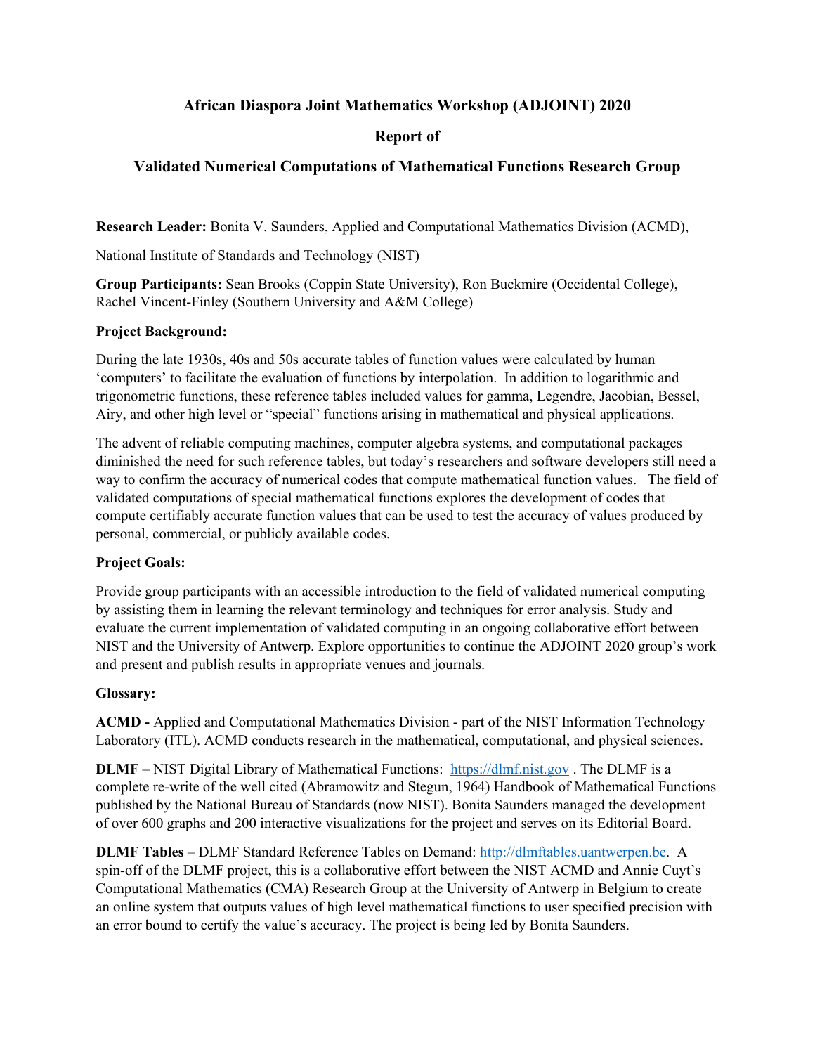# African Diaspora Joint Mathematics Workshop (ADJOINT) 2020

## Report of

## Validated Numerical Computations of Mathematical Functions Research Group

**Research Leader:** Bonita V. Saunders, Applied and Computational Mathematics Division (ACMD), National Institute of Standards and Technology (NIST)

**Group Participants:** Sean Brooks (Coppin State University), Ron Buckmire (Occidental College), Rachel Vincent-Finley (Southern University and A&M College)

**Project Background:**

During the late 1930s, 40s and 50s accurate tables of function values were calculated by human 'computers' to facilitate the evaluation of functions by interpolation. In addition to logarithmic and trigonometric functions, these reference tables included values for gamma, Legendre, Jacobian, Bessel, Airy, and other high level or "special" functions arising in mathematical and physical applications.

The advent of reliable computing machines, computer algebra systems, and computational packages diminished the need for such reference tables, but today's researchers and software developers still need a way to confirm the accuracy of numerical codes that compute mathematical function values. The field of validated computations of special mathematical functions explores the development of codes that compute certifiably accurate function values that can be used to test the accuracy of values produced by personal, commercial, or publicly available codes.

**Project Goals:**

Provide group participants with an accessible introduction to the field of validated numerical computing by assisting them in learning the relevant terminology and techniques for error analysis. Study and evaluate the current implementation of validated computing in an ongoing collaborative effort between NIST and the University of Antwerp. Explore opportunities to continue the ADJOINT 2020 group's work and present and publish results in appropriate venues and journals.

**Glossary:**

**ACMD -** Applied and Computational Mathematics Division - part of the NIST Information Technology Laboratory (ITL). ACMD conducts research in the mathematical, computational, and physical sciences.

**DLMF** – NIST Digital Library of Mathematical Functions: [https://dlmf.nist.gov](https://dlmf.nist.gov) . The DLMF is a complete re-write of the well cited (Abramowitz and Stegun, 1964) Handbook of Mathematical Functions published by the National Bureau of Standards (now NIST). Bonita Saunders managed the development of over 600 graphs and 200 interactive visualizations for the project and serves on its Editorial Board.

**DLMF Tables** – DLMF Standard Reference Tables on Demand: [http://dlmftables.uantwerpen.be](http://dlmftables.uantwerpen.be). A spin-off of the DLMF project, this is a collaborative effort between the NIST ACMD and Annie Cuyt's Computational Mathematics (CMA) Research Group at the University of Antwerp in Belgium to create an online system that outputs values of high level mathematical functions to user specified precision with an error bound to certify the value's accuracy. The project is being led by Bonita Saunders.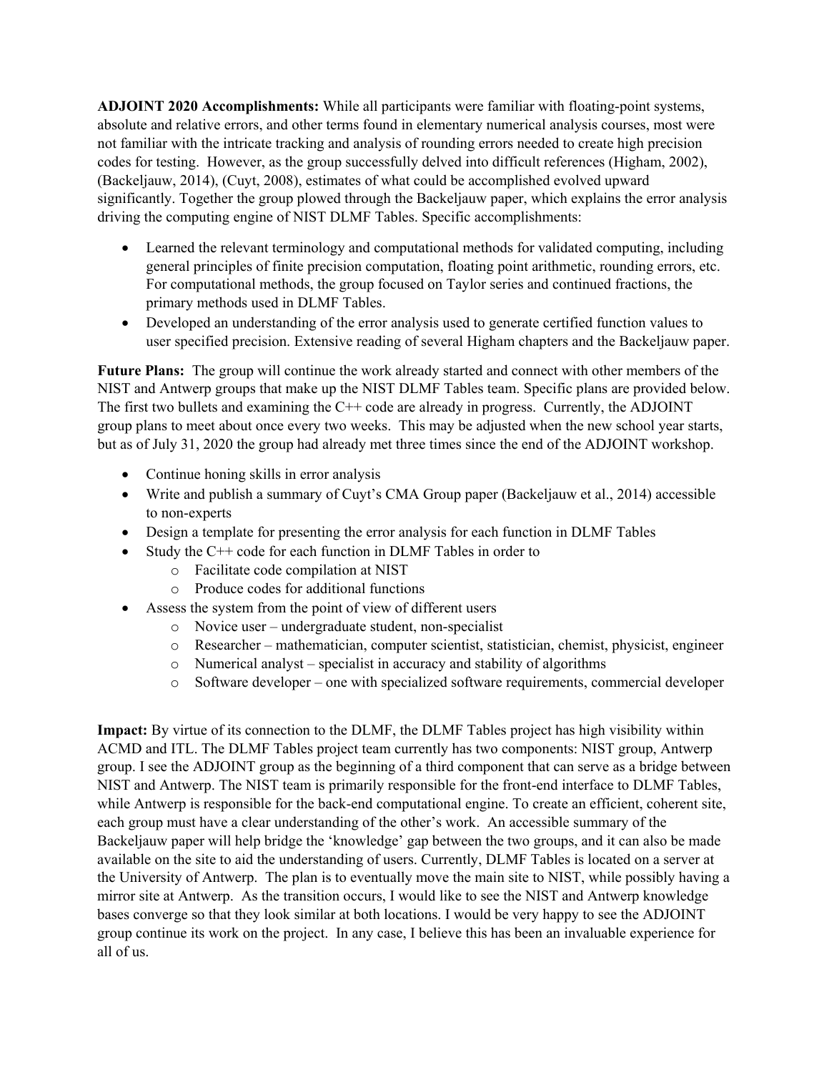**ADJOINT 2020 Accomplishments:** While all participants were familiar with floating-point systems, absolute and relative errors, and other terms found in elementary numerical analysis courses, most were not familiar with the intricate tracking and analysis of rounding errors needed to create high precision codes for testing. However, as the group successfully delved into difficult references (Higham, 2002), (Backeljauw, 2014), (Cuyt, 2008), estimates of what could be accomplished evolved upward significantly. Together the group plowed through the Backeljauw paper, which explains the error analysis driving the computing engine of NIST DLMF Tables. Specific accomplishments:

- Learned the relevant terminology and computational methods for validated computing, including general principles of finite precision computation, floating point arithmetic, rounding errors, etc. For computational methods, the group focused on Taylor series and continued fractions, the primary methods used in DLMF Tables.
- Developed an understanding of the error analysis used to generate certified function values to user specified precision. Extensive reading of several Higham chapters and the Backeljauw paper.

**Future Plans:** The group will continue the work already started and connect with other members of the NIST and Antwerp groups that make up the NIST DLMF Tables team. Specific plans are provided below. The first two bullets and examining the C++ code are already in progress. Currently, the ADJOINT group plans to meet about once every two weeks. This may be adjusted when the new school year starts, but as of July 31, 2020 the group had already met three times since the end of the ADJOINT workshop.

- Continue honing skills in error analysis
- Write and publish a summary of Cuyt's CMA Group paper (Backeljauw et al., 2014) accessible to non-experts
- Design a template for presenting the error analysis for each function in DLMF Tables
- Study the C++ code for each function in DLMF Tables in order to
  - Facilitate code compilation at NIST
  - Produce codes for additional functions
- Assess the system from the point of view of different users
  - Novice user – undergraduate student, non-specialist
  - Researcher – mathematician, computer scientist, statistician, chemist, physicist, engineer
  - Numerical analyst – specialist in accuracy and stability of algorithms
  - Software developer – one with specialized software requirements, commercial developer

**Impact:** By virtue of its connection to the DLMF, the DLMF Tables project has high visibility within ACMD and ITL. The DLMF Tables project team currently has two components: NIST group, Antwerp group. I see the ADJOINT group as the beginning of a third component that can serve as a bridge between NIST and Antwerp. The NIST team is primarily responsible for the front-end interface to DLMF Tables, while Antwerp is responsible for the back-end computational engine. To create an efficient, coherent site, each group must have a clear understanding of the other's work. An accessible summary of the Backeljauw paper will help bridge the 'knowledge' gap between the two groups, and it can also be made available on the site to aid the understanding of users. Currently, DLMF Tables is located on a server at the University of Antwerp. The plan is to eventually move the main site to NIST, while possibly having a mirror site at Antwerp. As the transition occurs, I would like to see the NIST and Antwerp knowledge bases converge so that they look similar at both locations. I would be very happy to see the ADJOINT group continue its work on the project. In any case, I believe this has been an invaluable experience for all of us.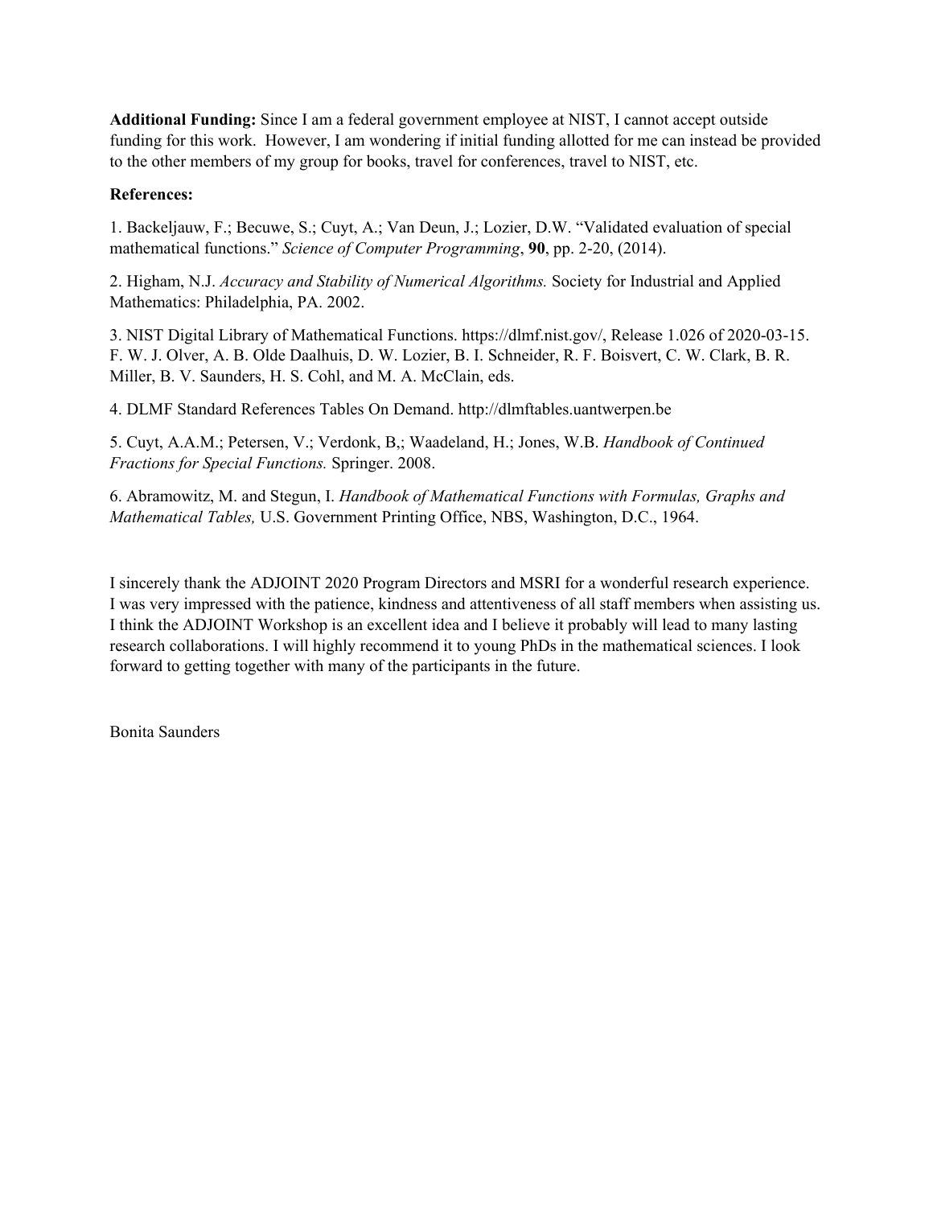**Additional Funding:** Since I am a federal government employee at NIST, I cannot accept outside funding for this work. However, I am wondering if initial funding allotted for me can instead be provided to the other members of my group for books, travel for conferences, travel to NIST, etc.

**References:**

1. Backeljauw, F.; Becuwe, S.; Cuyt, A.; Van Deun, J.; Lozier, D.W. "Validated evaluation of special mathematical functions." *Science of Computer Programming*, **90**, pp. 2-20, (2014).

2. Higham, N.J. *Accuracy and Stability of Numerical Algorithms.* Society for Industrial and Applied Mathematics: Philadelphia, PA. 2002.

3. NIST Digital Library of Mathematical Functions. https://dlmf.nist.gov/, Release 1.026 of 2020-03-15. F. W. J. Olver, A. B. Olde Daalhuis, D. W. Lozier, B. I. Schneider, R. F. Boisvert, C. W. Clark, B. R. Miller, B. V. Saunders, H. S. Cohl, and M. A. McClain, eds.

4. DLMF Standard References Tables On Demand. http://dlmftables.uantwerpen.be

5. Cuyt, A.A.M.; Petersen, V.; Verdonk, B,; Waadeland, H.; Jones, W.B. *Handbook of Continued Fractions for Special Functions.* Springer. 2008.

6. Abramowitz, M. and Stegun, I. *Handbook of Mathematical Functions with Formulas, Graphs and Mathematical Tables,* U.S. Government Printing Office, NBS, Washington, D.C., 1964.

I sincerely thank the ADJOINT 2020 Program Directors and MSRI for a wonderful research experience. I was very impressed with the patience, kindness and attentiveness of all staff members when assisting us. I think the ADJOINT Workshop is an excellent idea and I believe it probably will lead to many lasting research collaborations. I will highly recommend it to young PhDs in the mathematical sciences. I look forward to getting together with many of the participants in the future.

Bonita Saunders